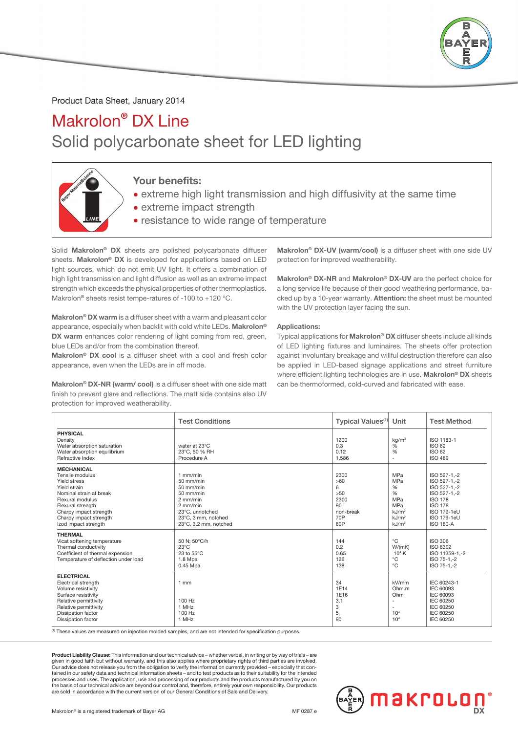Product Data Sheet, January 2014

# Makrolon® DX Line

## Solid polycarbonate sheet for LED lighting

### Your benefits:

- extreme high light transmission and high diffusivity at the same time
- extreme impact strength
- resistance to wide range of temperature

Solid **Makrolon® DX** sheets are polished polycarbonate diffuser sheets. **Makrolon® DX** is developed for applications based on LED light sources, which do not emit UV light. It offers a combination of high light transmission and light diffusion as well as an extreme impact strength which exceeds the physical properties of other thermoplastics. Makrolon® sheets resist tempe-ratures of -100 to +120 °C.

**Makrolon® DX warm** is a diffuser sheet with a warm and pleasant color appearance, especially when backlit with cold white LEDs. **Makrolon® DX warm** enhances color rendering of light coming from red, green, blue LEDs and/or from the combination thereof.
**Makrolon® DX cool** is a diffuser sheet with a cool and fresh color appearance, even when the LEDs are in off mode.

**Makrolon® DX-NR (warm/ cool)** is a diffuser sheet with one side matt finish to prevent glare and reflections. The matt side contains also UV protection for improved weatherability.

**Makrolon® DX-UV (warm/cool)** is a diffuser sheet with one side UV protection for improved weatherability.

**Makrolon® DX-NR** and **Makrolon® DX-UV** are the perfect choice for a long service life because of their good weathering performance, backed up by a 10-year warranty. **Attention:** the sheet must be mounted with the UV protection layer facing the sun.

**Applications:**
Typical applications for **Makrolon® DX** diffuser sheets include all kinds of LED lighting fixtures and luminaires. The sheets offer protection against involuntary breakage and willful destruction therefore can also be applied in LED-based signage applications and street furniture where efficient lighting technologies are in use. **Makrolon® DX** sheets can be thermoformed, cold-curved and fabricated with ease.

| | Test Conditions | Typical Values[1] | Unit | Test Method |
|---|---|---|---|---|
| **PHYSICAL** | | | | |
| Density | | 1200 | kg/m³ | ISO 1183-1 |
| Water absorption saturation | water at 23°C | 0.3 | % | ISO 62 |
| Water absorption equilibrium | 23°C, 50 % RH | 0.12 | % | ISO 62 |
| Refractive Index | Procedure A | 1,586 | - | ISO 489 |
| **MECHANICAL** | | | | |
| Tensile modulus | 1 mm/min | 2300 | MPa | ISO 527-1,-2 |
| Yield stress | 50 mm/min | >60 | MPa | ISO 527-1,-2 |
| Yield strain | 50 mm/min | 6 | % | ISO 527-1,-2 |
| Nominal strain at break | 50 mm/min | >50 | % | ISO 527-1,-2 |
| Flexural modulus | 2 mm/min | 2300 | MPa | ISO 178 |
| Flexural strength | 2 mm/min | 90 | MPa | ISO 178 |
| Charpy impact strength | 23°C, unnotched | non-break | kJ/m² | ISO 179-1eU |
| Charpy impact strength | 23°C, 3 mm, notched | 70P | kJ/m² | ISO 179-1eU |
| Izod impact strength | 23°C, 3.2 mm, notched | 80P | kJ/m² | ISO 180-A |
| **THERMAL** | | | | |
| Vicat softening temperature | 50 N; 50°C/h | 144 | °C | ISO 306 |
| Thermal conductivity | 23°C | 0.2 | W/(mK) | ISO 8302 |
| Coefficient of thermal expansion | 23 to 55°C | 0.65 | $10^4$ K | ISO 11359-1,-2 |
| Temperature of deflection under load | 1.8 Mpa | 126 | °C | ISO 75-1,-2 |
| | 0.45 Mpa | 138 | °C | ISO 75-1,-2 |
| **ELECTRICAL** | | | | |
| Electrical strength | 1 mm | 34 | kV/mm | IEC 60243-1 |
| Volume resistivity | | 1E14 | Ohm.m | IEC 60093 |
| Surface resistivity | | 1E16 | Ohm | IEC 60093 |
| Relative permittivity | 100 Hz | 3.1 | - | IEC 60250 |
| Relative permittivity | 1 MHz | 3 | - | IEC 60250 |
| Dissipation factor | 100 Hz | 5 | $10^4$ | IEC 60250 |
| Dissipation factor | 1 MHz | 90 | $10^4$ | IEC 60250 |

[1] These values are measured on injection molded samples, and are not intended for specification purposes.

**Product Liability Clause:** This information and our technical advice – whether verbal, in writing or by way of trials – are given in good faith but without warranty, and this also applies where proprietary rights of third parties are involved. Our advice does not release you from the obligation to verify the information currently provided – especially that contained in our safety data and technical information sheets – and to test products as to their suitability for the intended processes and uses. The application, use and processing of our products and the products manufactured by you on the basis of our technical advice are beyond our control and, therefore, entirely your own responsibility. Our products are sold in accordance with the current version of our General Conditions of Sale and Delivery.

Makrolon® is a registered trademark of Bayer AG

MF 0287 e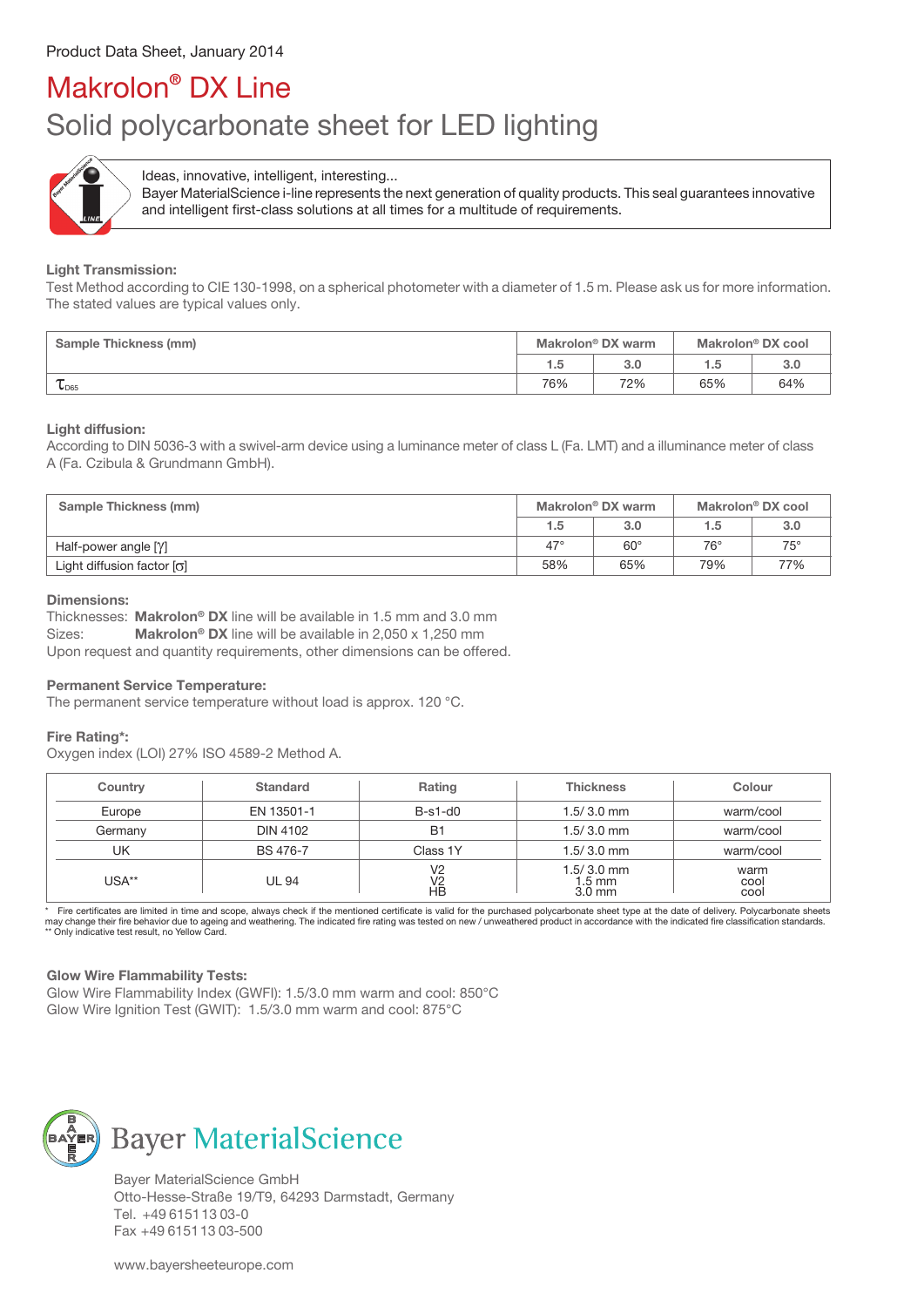Product Data Sheet, January 2014

# Makrolon® DX Line

## Solid polycarbonate sheet for LED lighting

Ideas, innovative, intelligent, interesting...
Bayer MaterialScience i-line represents the next generation of quality products. This seal guarantees innovative and intelligent first-class solutions at all times for a multitude of requirements.

### Light Transmission:

Test Method according to CIE 130-1998, on a spherical photometer with a diameter of 1.5 m. Please ask us for more information. The stated values are typical values only.

| Sample Thickness (mm) | Makrolon® DX warm | | Makrolon® DX cool | |
|---|---|---|---|---|
| | 1.5 | 3.0 | 1.5 | 3.0 |
| $\tau_{D65}$ | 76% | 72% | 65% | 64% |

### Light diffusion:

According to DIN 5036-3 with a swivel-arm device using a luminance meter of class L (Fa. LMT) and a illuminance meter of class A (Fa. Czibula & Grundmann GmbH).

| Sample Thickness (mm) | Makrolon® DX warm | | Makrolon® DX cool | |
|---|---|---|---|---|
| | 1.5 | 3.0 | 1.5 | 3.0 |
| Half-power angle [$\gamma$] | 47° | 60° | 76° | 75° |
| Light diffusion factor [$\sigma$] | 58% | 65% | 79% | 77% |

### Dimensions:

Thicknesses: **Makrolon® DX** line will be available in 1.5 mm and 3.0 mm
Sizes: **Makrolon® DX** line will be available in 2,050 x 1,250 mm
Upon request and quantity requirements, other dimensions can be offered.

### Permanent Service Temperature:

The permanent service temperature without load is approx. 120 °C.

### Fire Rating*:

Oxygen index (LOI) 27% ISO 4589-2 Method A.

| Country | Standard | Rating | Thickness | Colour |
|---|---|---|---|---|
| Europe | EN 13501-1 | B-s1-d0 | 1.5/ 3.0 mm | warm/cool |
| Germany | DIN 4102 | B1 | 1.5/ 3.0 mm | warm/cool |
| UK | BS 476-7 | Class 1Y | 1.5/ 3.0 mm | warm/cool |
| USA** | UL 94 | V2<br>V2<br>HB | 1.5/ 3.0 mm<br>1.5 mm<br>3.0 mm | warm<br>cool<br>cool |

\* Fire certificates are limited in time and scope, always check if the mentioned certificate is valid for the purchased polycarbonate sheet type at the date of delivery. Polycarbonate sheets may change their fire behavior due to ageing and weathering. The indicated fire rating was tested on new / unweathered product in accordance with the indicated fire classification standards.
** Only indicative test result, no Yellow Card.

### Glow Wire Flammability Tests:

Glow Wire Flammability Index (GWFI): 1.5/3.0 mm warm and cool: 850°C
Glow Wire Ignition Test (GWIT): 1.5/3.0 mm warm and cool: 875°C

Bayer MaterialScience

Bayer MaterialScience GmbH
Otto-Hesse-Straße 19/T9, 64293 Darmstadt, Germany
Tel. +49 6151 13 03-0
Fax +49 6151 13 03-500

www.bayersheeteurope.com